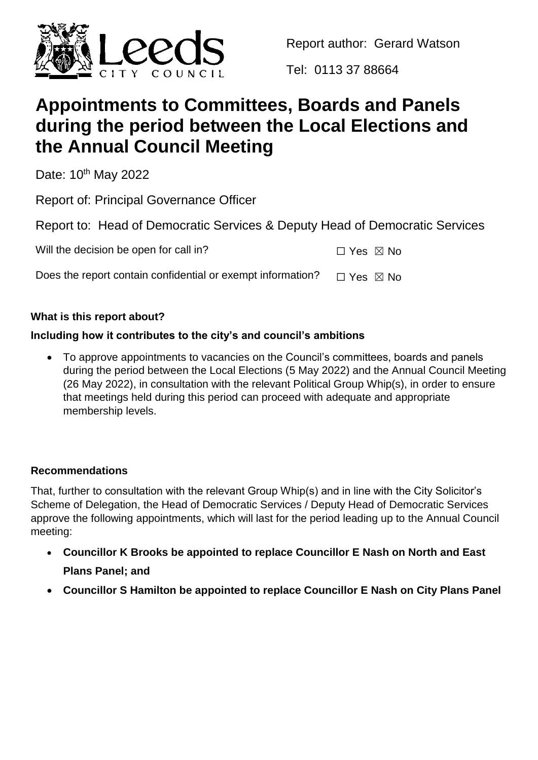Report author: Gerard Watson

Tel: 0113 37 88664

# Appointments to Committees, Boards and Panels during the period between the Local Elections and the Annual Council Meeting

Date: 10th May 2022

Report of: Principal Governance Officer

Report to: Head of Democratic Services & Deputy Head of Democratic Services

Will the decision be open for call in? ☐ Yes ☒ No

Does the report contain confidential or exempt information? ☐ Yes ☒ No

**What is this report about?**

**Including how it contributes to the city's and council's ambitions**

- To approve appointments to vacancies on the Council's committees, boards and panels during the period between the Local Elections (5 May 2022) and the Annual Council Meeting (26 May 2022), in consultation with the relevant Political Group Whip(s), in order to ensure that meetings held during this period can proceed with adequate and appropriate membership levels.

**Recommendations**

That, further to consultation with the relevant Group Whip(s) and in line with the City Solicitor's Scheme of Delegation, the Head of Democratic Services / Deputy Head of Democratic Services approve the following appointments, which will last for the period leading up to the Annual Council meeting:

- **Councillor K Brooks be appointed to replace Councillor E Nash on North and East Plans Panel; and**
- **Councillor S Hamilton be appointed to replace Councillor E Nash on City Plans Panel**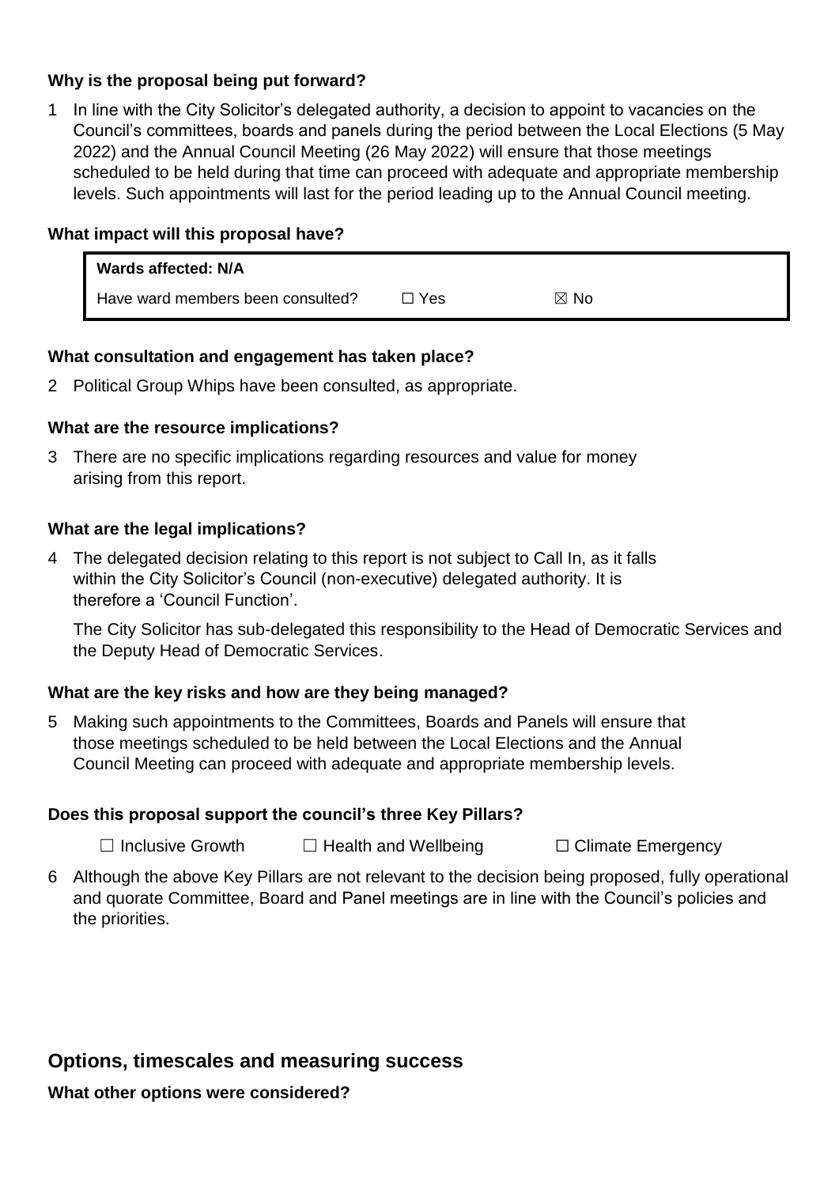**Why is the proposal being put forward?**

1 In line with the City Solicitor's delegated authority, a decision to appoint to vacancies on the Council's committees, boards and panels during the period between the Local Elections (5 May 2022) and the Annual Council Meeting (26 May 2022) will ensure that those meetings scheduled to be held during that time can proceed with adequate and appropriate membership levels. Such appointments will last for the period leading up to the Annual Council meeting.

**What impact will this proposal have?**

| **Wards affected: N/A** | | |
|---|---|---|
| Have ward members been consulted? | ☐ Yes | ☒ No |

**What consultation and engagement has taken place?**

2 Political Group Whips have been consulted, as appropriate.

**What are the resource implications?**

3 There are no specific implications regarding resources and value for money arising from this report.

**What are the legal implications?**

4 The delegated decision relating to this report is not subject to Call In, as it falls within the City Solicitor's Council (non-executive) delegated authority. It is therefore a 'Council Function'.

The City Solicitor has sub-delegated this responsibility to the Head of Democratic Services and the Deputy Head of Democratic Services.

**What are the key risks and how are they being managed?**

5 Making such appointments to the Committees, Boards and Panels will ensure that those meetings scheduled to be held between the Local Elections and the Annual Council Meeting can proceed with adequate and appropriate membership levels.

**Does this proposal support the council's three Key Pillars?**

☐ Inclusive Growth ☐ Health and Wellbeing ☐ Climate Emergency

6 Although the above Key Pillars are not relevant to the decision being proposed, fully operational and quorate Committee, Board and Panel meetings are in line with the Council's policies and the priorities.

## Options, timescales and measuring success

**What other options were considered?**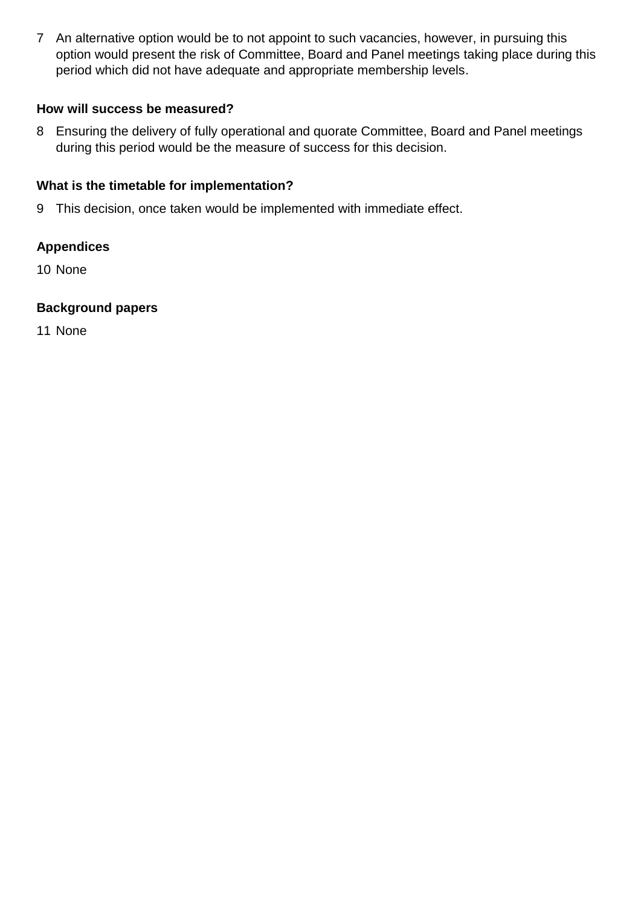7 An alternative option would be to not appoint to such vacancies, however, in pursuing this option would present the risk of Committee, Board and Panel meetings taking place during this period which did not have adequate and appropriate membership levels.

**How will success be measured?**

8 Ensuring the delivery of fully operational and quorate Committee, Board and Panel meetings during this period would be the measure of success for this decision.

**What is the timetable for implementation?**

9 This decision, once taken would be implemented with immediate effect.

**Appendices**

10 None

**Background papers**

11 None